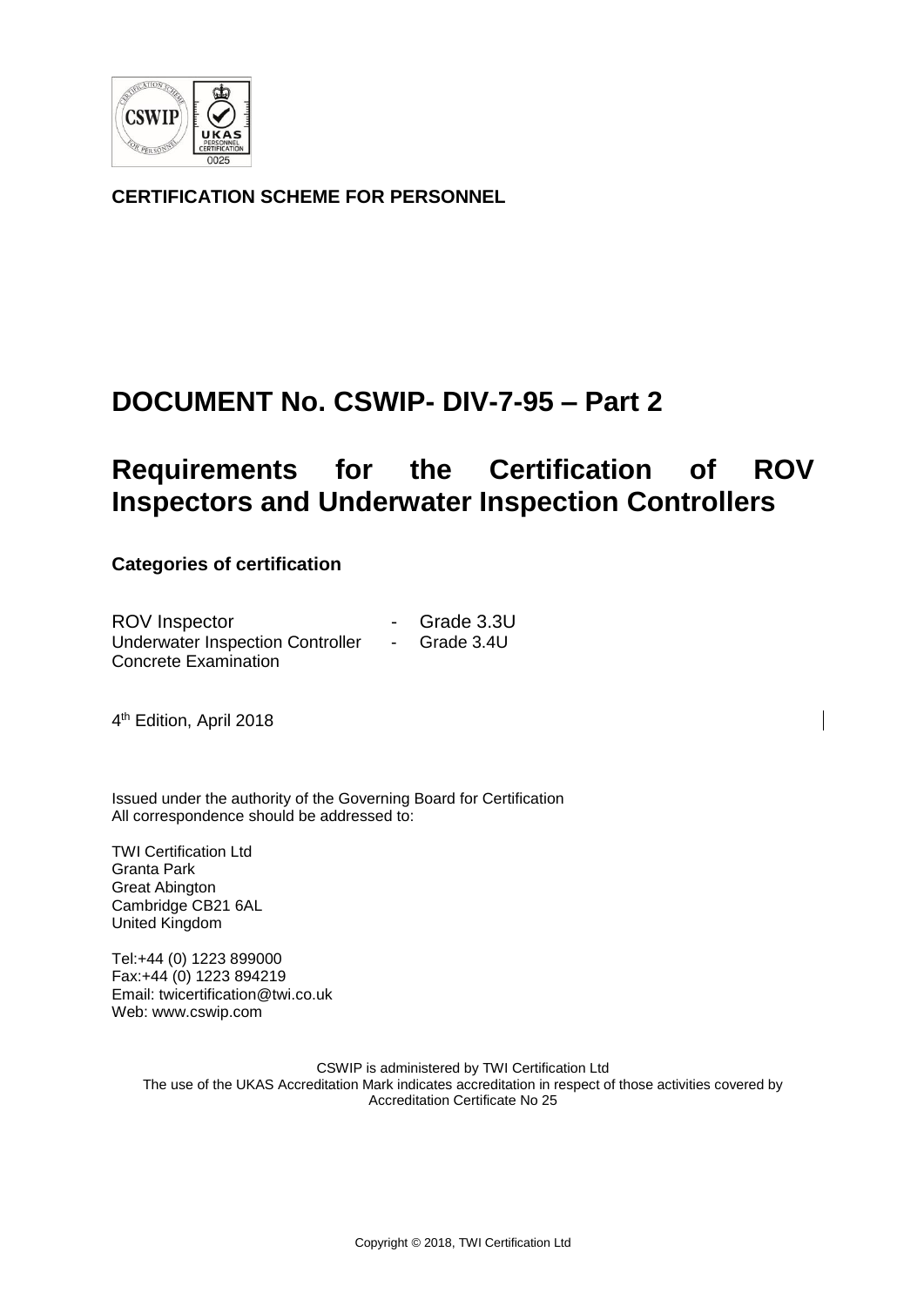**CERTIFICATION SCHEME FOR PERSONNEL**

# DOCUMENT No. CSWIP- DIV-7-95 – Part 2

# Requirements for the Certification of ROV Inspectors and Underwater Inspection Controllers

**Categories of certification**

ROV Inspector - Grade 3.3U
Underwater Inspection Controller - Grade 3.4U
Concrete Examination

4th Edition, April 2018

Issued under the authority of the Governing Board for Certification
All correspondence should be addressed to:

TWI Certification Ltd
Granta Park
Great Abington
Cambridge CB21 6AL
United Kingdom

Tel:+44 (0) 1223 899000
Fax:+44 (0) 1223 894219
Email: twicertification@twi.co.uk
Web: www.cswip.com

CSWIP is administered by TWI Certification Ltd
The use of the UKAS Accreditation Mark indicates accreditation in respect of those activities covered by Accreditation Certificate No 25

Copyright © 2018, TWI Certification Ltd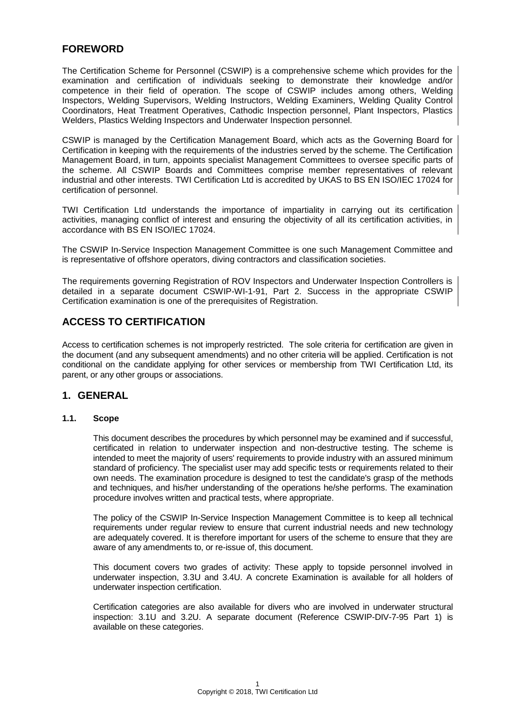## FOREWORD

The Certification Scheme for Personnel (CSWIP) is a comprehensive scheme which provides for the examination and certification of individuals seeking to demonstrate their knowledge and/or competence in their field of operation. The scope of CSWIP includes among others, Welding Inspectors, Welding Supervisors, Welding Instructors, Welding Examiners, Welding Quality Control Coordinators, Heat Treatment Operatives, Cathodic Inspection personnel, Plant Inspectors, Plastics Welders, Plastics Welding Inspectors and Underwater Inspection personnel.

CSWIP is managed by the Certification Management Board, which acts as the Governing Board for Certification in keeping with the requirements of the industries served by the scheme. The Certification Management Board, in turn, appoints specialist Management Committees to oversee specific parts of the scheme. All CSWIP Boards and Committees comprise member representatives of relevant industrial and other interests. TWI Certification Ltd is accredited by UKAS to BS EN ISO/IEC 17024 for certification of personnel.

TWI Certification Ltd understands the importance of impartiality in carrying out its certification activities, managing conflict of interest and ensuring the objectivity of all its certification activities, in accordance with BS EN ISO/IEC 17024.

The CSWIP In-Service Inspection Management Committee is one such Management Committee and is representative of offshore operators, diving contractors and classification societies.

The requirements governing Registration of ROV Inspectors and Underwater Inspection Controllers is detailed in a separate document CSWIP-WI-1-91, Part 2. Success in the appropriate CSWIP Certification examination is one of the prerequisites of Registration.

## ACCESS TO CERTIFICATION

Access to certification schemes is not improperly restricted. The sole criteria for certification are given in the document (and any subsequent amendments) and no other criteria will be applied. Certification is not conditional on the candidate applying for other services or membership from TWI Certification Ltd, its parent, or any other groups or associations.

## 1. GENERAL

### 1.1. Scope

This document describes the procedures by which personnel may be examined and if successful, certificated in relation to underwater inspection and non-destructive testing. The scheme is intended to meet the majority of users' requirements to provide industry with an assured minimum standard of proficiency. The specialist user may add specific tests or requirements related to their own needs. The examination procedure is designed to test the candidate's grasp of the methods and techniques, and his/her understanding of the operations he/she performs. The examination procedure involves written and practical tests, where appropriate.

The policy of the CSWIP In-Service Inspection Management Committee is to keep all technical requirements under regular review to ensure that current industrial needs and new technology are adequately covered. It is therefore important for users of the scheme to ensure that they are aware of any amendments to, or re-issue of, this document.

This document covers two grades of activity: These apply to topside personnel involved in underwater inspection, 3.3U and 3.4U. A concrete Examination is available for all holders of underwater inspection certification.

Certification categories are also available for divers who are involved in underwater structural inspection: 3.1U and 3.2U. A separate document (Reference CSWIP-DIV-7-95 Part 1) is available on these categories.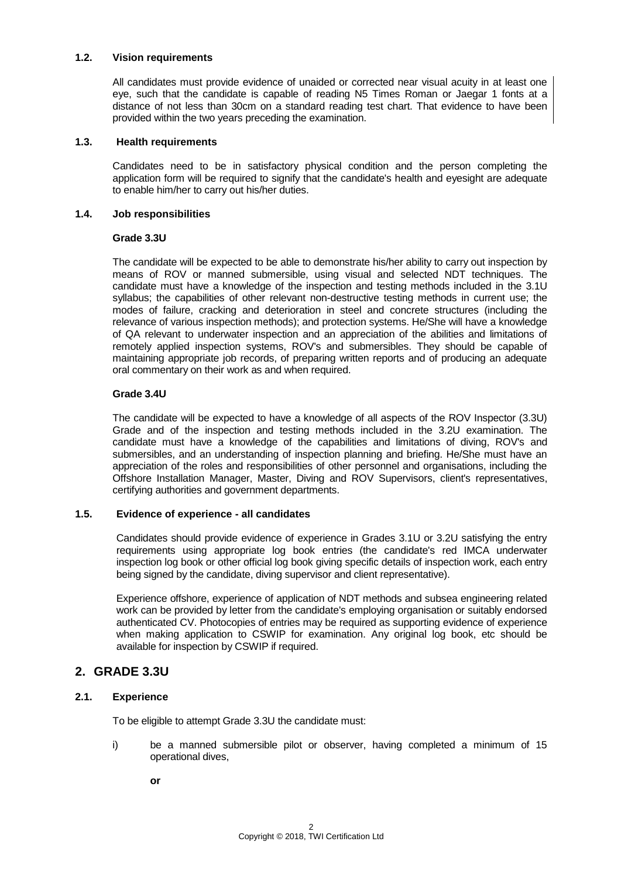### 1.2. Vision requirements

All candidates must provide evidence of unaided or corrected near visual acuity in at least one eye, such that the candidate is capable of reading N5 Times Roman or Jaegar 1 fonts at a distance of not less than 30cm on a standard reading test chart. That evidence to have been provided within the two years preceding the examination.

### 1.3. Health requirements

Candidates need to be in satisfactory physical condition and the person completing the application form will be required to signify that the candidate's health and eyesight are adequate to enable him/her to carry out his/her duties.

### 1.4. Job responsibilities

**Grade 3.3U**

The candidate will be expected to be able to demonstrate his/her ability to carry out inspection by means of ROV or manned submersible, using visual and selected NDT techniques. The candidate must have a knowledge of the inspection and testing methods included in the 3.1U syllabus; the capabilities of other relevant non-destructive testing methods in current use; the modes of failure, cracking and deterioration in steel and concrete structures (including the relevance of various inspection methods); and protection systems. He/She will have a knowledge of QA relevant to underwater inspection and an appreciation of the abilities and limitations of remotely applied inspection systems, ROV's and submersibles. They should be capable of maintaining appropriate job records, of preparing written reports and of producing an adequate oral commentary on their work as and when required.

**Grade 3.4U**

The candidate will be expected to have a knowledge of all aspects of the ROV Inspector (3.3U) Grade and of the inspection and testing methods included in the 3.2U examination. The candidate must have a knowledge of the capabilities and limitations of diving, ROV's and submersibles, and an understanding of inspection planning and briefing. He/She must have an appreciation of the roles and responsibilities of other personnel and organisations, including the Offshore Installation Manager, Master, Diving and ROV Supervisors, client's representatives, certifying authorities and government departments.

### 1.5. Evidence of experience - all candidates

Candidates should provide evidence of experience in Grades 3.1U or 3.2U satisfying the entry requirements using appropriate log book entries (the candidate's red IMCA underwater inspection log book or other official log book giving specific details of inspection work, each entry being signed by the candidate, diving supervisor and client representative).

Experience offshore, experience of application of NDT methods and subsea engineering related work can be provided by letter from the candidate's employing organisation or suitably endorsed authenticated CV. Photocopies of entries may be required as supporting evidence of experience when making application to CSWIP for examination. Any original log book, etc should be available for inspection by CSWIP if required.

## 2. GRADE 3.3U

### 2.1. Experience

To be eligible to attempt Grade 3.3U the candidate must:

i) be a manned submersible pilot or observer, having completed a minimum of 15 operational dives,

**or**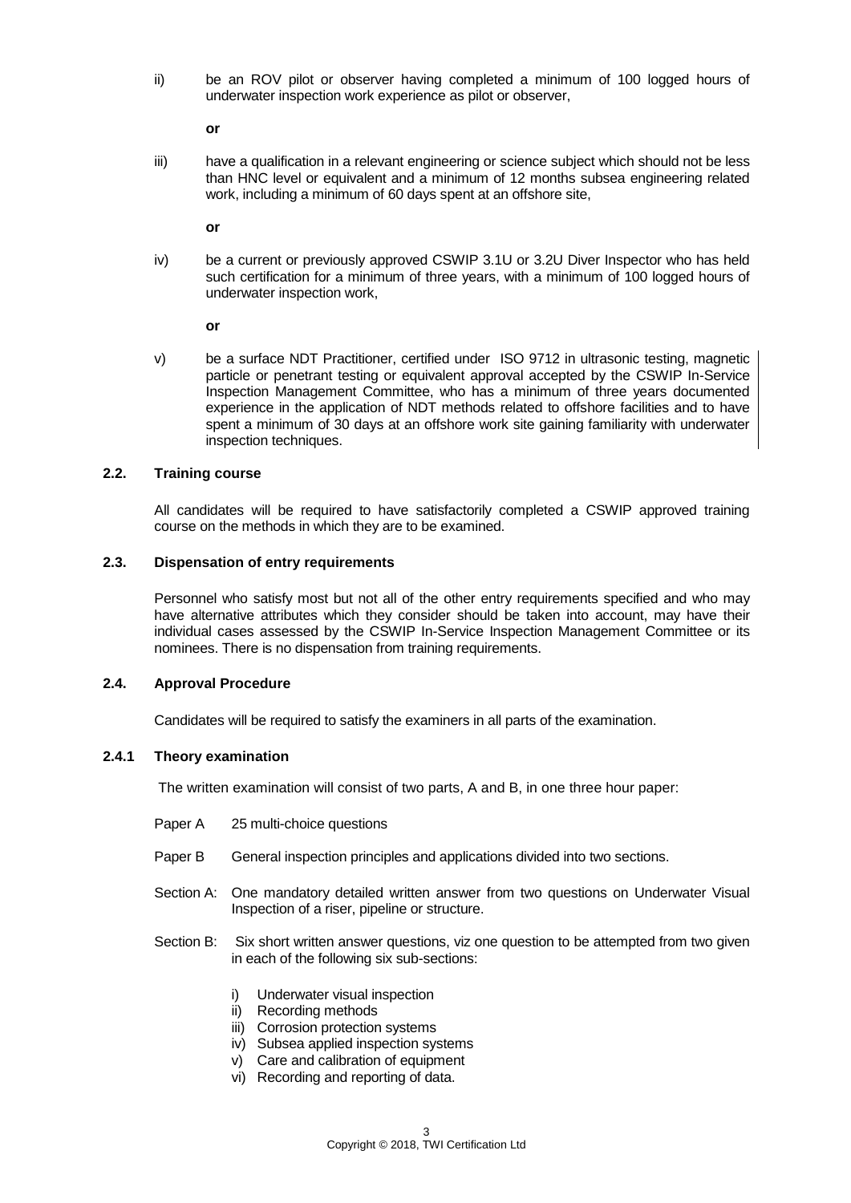ii) be an ROV pilot or observer having completed a minimum of 100 logged hours of underwater inspection work experience as pilot or observer,

**or**

iii) have a qualification in a relevant engineering or science subject which should not be less than HNC level or equivalent and a minimum of 12 months subsea engineering related work, including a minimum of 60 days spent at an offshore site,

**or**

iv) be a current or previously approved CSWIP 3.1U or 3.2U Diver Inspector who has held such certification for a minimum of three years, with a minimum of 100 logged hours of underwater inspection work,

**or**

v) be a surface NDT Practitioner, certified under ISO 9712 in ultrasonic testing, magnetic particle or penetrant testing or equivalent approval accepted by the CSWIP In-Service Inspection Management Committee, who has a minimum of three years documented experience in the application of NDT methods related to offshore facilities and to have spent a minimum of 30 days at an offshore work site gaining familiarity with underwater inspection techniques.

### 2.2. Training course

All candidates will be required to have satisfactorily completed a CSWIP approved training course on the methods in which they are to be examined.

### 2.3. Dispensation of entry requirements

Personnel who satisfy most but not all of the other entry requirements specified and who may have alternative attributes which they consider should be taken into account, may have their individual cases assessed by the CSWIP In-Service Inspection Management Committee or its nominees. There is no dispensation from training requirements.

### 2.4. Approval Procedure

Candidates will be required to satisfy the examiners in all parts of the examination.

#### 2.4.1 Theory examination

The written examination will consist of two parts, A and B, in one three hour paper:

Paper A 25 multi-choice questions

Paper B General inspection principles and applications divided into two sections.

Section A: One mandatory detailed written answer from two questions on Underwater Visual Inspection of a riser, pipeline or structure.

Section B: Six short written answer questions, viz one question to be attempted from two given in each of the following six sub-sections:

i) Underwater visual inspection
ii) Recording methods
iii) Corrosion protection systems
iv) Subsea applied inspection systems
v) Care and calibration of equipment
vi) Recording and reporting of data.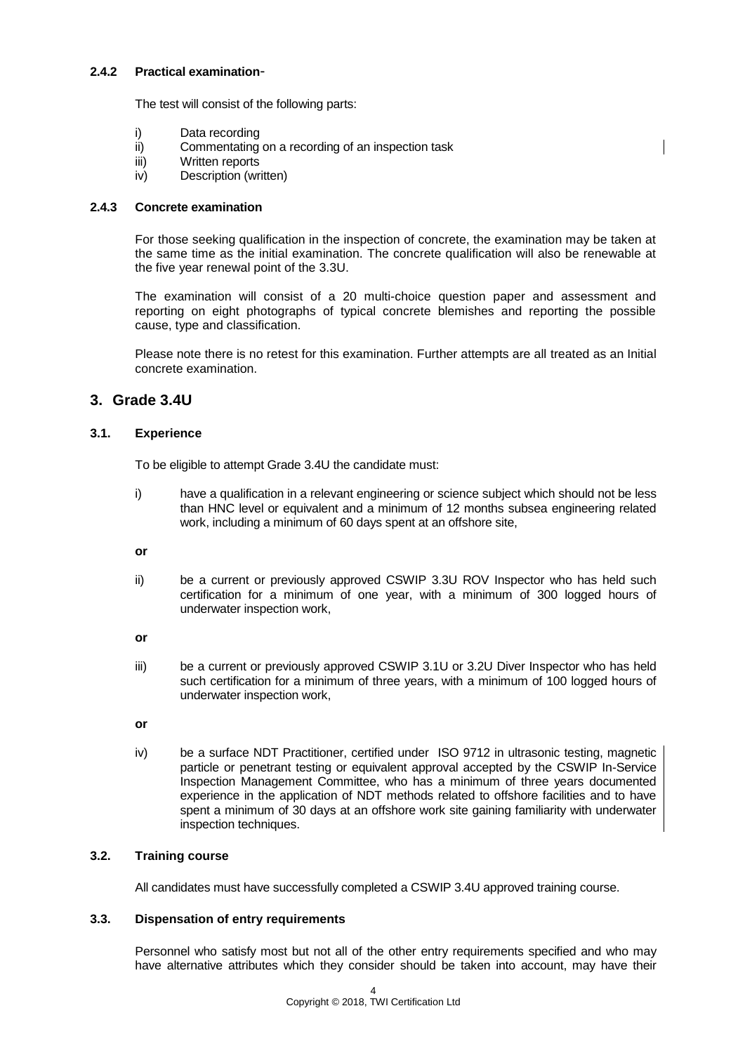#### 2.4.2 Practical examination-

The test will consist of the following parts:

i) Data recording
ii) Commentating on a recording of an inspection task
iii) Written reports
iv) Description (written)

#### 2.4.3 Concrete examination

For those seeking qualification in the inspection of concrete, the examination may be taken at the same time as the initial examination. The concrete qualification will also be renewable at the five year renewal point of the 3.3U.

The examination will consist of a 20 multi-choice question paper and assessment and reporting on eight photographs of typical concrete blemishes and reporting the possible cause, type and classification.

Please note there is no retest for this examination. Further attempts are all treated as an Initial concrete examination.

## 3. Grade 3.4U

### 3.1. Experience

To be eligible to attempt Grade 3.4U the candidate must:

i) have a qualification in a relevant engineering or science subject which should not be less than HNC level or equivalent and a minimum of 12 months subsea engineering related work, including a minimum of 60 days spent at an offshore site,

**or**

ii) be a current or previously approved CSWIP 3.3U ROV Inspector who has held such certification for a minimum of one year, with a minimum of 300 logged hours of underwater inspection work,

**or**

iii) be a current or previously approved CSWIP 3.1U or 3.2U Diver Inspector who has held such certification for a minimum of three years, with a minimum of 100 logged hours of underwater inspection work,

**or**

iv) be a surface NDT Practitioner, certified under ISO 9712 in ultrasonic testing, magnetic particle or penetrant testing or equivalent approval accepted by the CSWIP In-Service Inspection Management Committee, who has a minimum of three years documented experience in the application of NDT methods related to offshore facilities and to have spent a minimum of 30 days at an offshore work site gaining familiarity with underwater inspection techniques.

### 3.2. Training course

All candidates must have successfully completed a CSWIP 3.4U approved training course.

### 3.3. Dispensation of entry requirements

Personnel who satisfy most but not all of the other entry requirements specified and who may have alternative attributes which they consider should be taken into account, may have their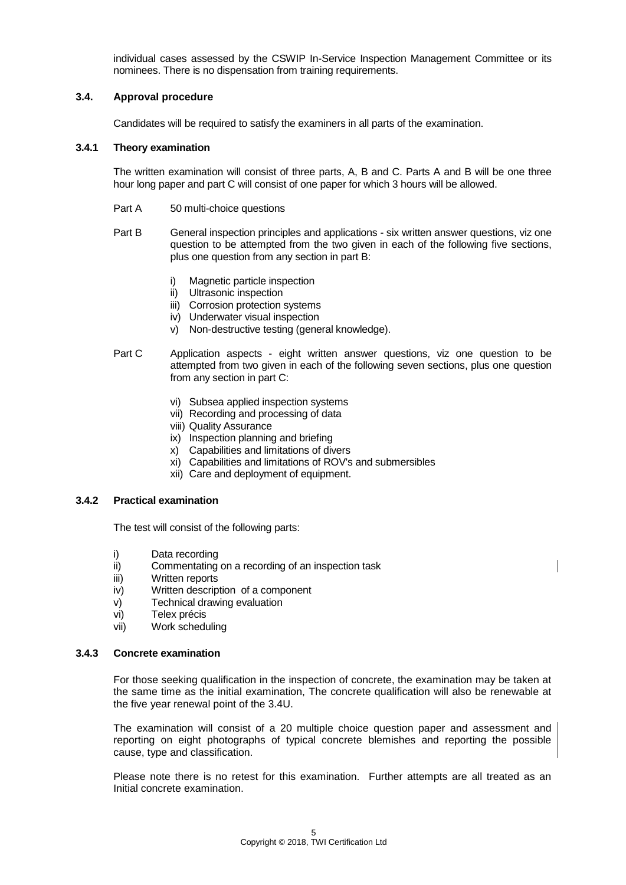individual cases assessed by the CSWIP In-Service Inspection Management Committee or its nominees. There is no dispensation from training requirements.

### 3.4. Approval procedure

Candidates will be required to satisfy the examiners in all parts of the examination.

#### 3.4.1 Theory examination

The written examination will consist of three parts, A, B and C. Parts A and B will be one three hour long paper and part C will consist of one paper for which 3 hours will be allowed.

Part A 50 multi-choice questions

Part B General inspection principles and applications - six written answer questions, viz one question to be attempted from the two given in each of the following five sections, plus one question from any section in part B:

- i) Magnetic particle inspection
- ii) Ultrasonic inspection
- iii) Corrosion protection systems
- iv) Underwater visual inspection
- v) Non-destructive testing (general knowledge).

Part C Application aspects - eight written answer questions, viz one question to be attempted from two given in each of the following seven sections, plus one question from any section in part C:

- vi) Subsea applied inspection systems
- vii) Recording and processing of data
- viii) Quality Assurance
- ix) Inspection planning and briefing
- x) Capabilities and limitations of divers
- xi) Capabilities and limitations of ROV's and submersibles
- xii) Care and deployment of equipment.

#### 3.4.2 Practical examination

The test will consist of the following parts:

- i) Data recording
- ii) Commentating on a recording of an inspection task
- iii) Written reports
- iv) Written description of a component
- v) Technical drawing evaluation
- vi) Telex précis
- vii) Work scheduling

#### 3.4.3 Concrete examination

For those seeking qualification in the inspection of concrete, the examination may be taken at the same time as the initial examination, The concrete qualification will also be renewable at the five year renewal point of the 3.4U.

The examination will consist of a 20 multiple choice question paper and assessment and reporting on eight photographs of typical concrete blemishes and reporting the possible cause, type and classification.

Please note there is no retest for this examination. Further attempts are all treated as an Initial concrete examination.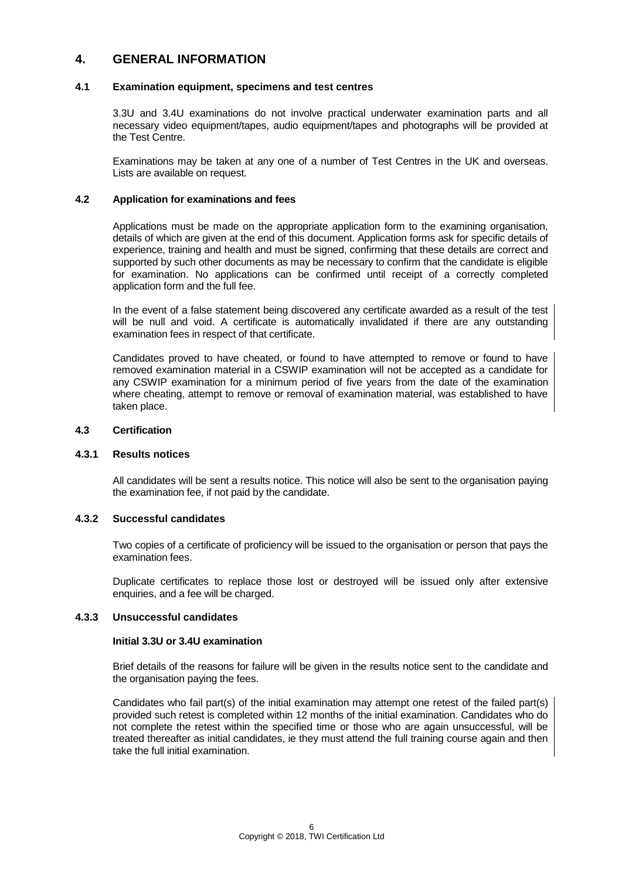# 4. GENERAL INFORMATION

### 4.1 Examination equipment, specimens and test centres

3.3U and 3.4U examinations do not involve practical underwater examination parts and all necessary video equipment/tapes, audio equipment/tapes and photographs will be provided at the Test Centre.

Examinations may be taken at any one of a number of Test Centres in the UK and overseas. Lists are available on request.

### 4.2 Application for examinations and fees

Applications must be made on the appropriate application form to the examining organisation, details of which are given at the end of this document. Application forms ask for specific details of experience, training and health and must be signed, confirming that these details are correct and supported by such other documents as may be necessary to confirm that the candidate is eligible for examination. No applications can be confirmed until receipt of a correctly completed application form and the full fee.

In the event of a false statement being discovered any certificate awarded as a result of the test will be null and void. A certificate is automatically invalidated if there are any outstanding examination fees in respect of that certificate.

Candidates proved to have cheated, or found to have attempted to remove or found to have removed examination material in a CSWIP examination will not be accepted as a candidate for any CSWIP examination for a minimum period of five years from the date of the examination where cheating, attempt to remove or removal of examination material, was established to have taken place.

### 4.3 Certification

#### 4.3.1 Results notices

All candidates will be sent a results notice. This notice will also be sent to the organisation paying the examination fee, if not paid by the candidate.

#### 4.3.2 Successful candidates

Two copies of a certificate of proficiency will be issued to the organisation or person that pays the examination fees.

Duplicate certificates to replace those lost or destroyed will be issued only after extensive enquiries, and a fee will be charged.

#### 4.3.3 Unsuccessful candidates

**Initial 3.3U or 3.4U examination**

Brief details of the reasons for failure will be given in the results notice sent to the candidate and the organisation paying the fees.

Candidates who fail part(s) of the initial examination may attempt one retest of the failed part(s) provided such retest is completed within 12 months of the initial examination. Candidates who do not complete the retest within the specified time or those who are again unsuccessful, will be treated thereafter as initial candidates, ie they must attend the full training course again and then take the full initial examination.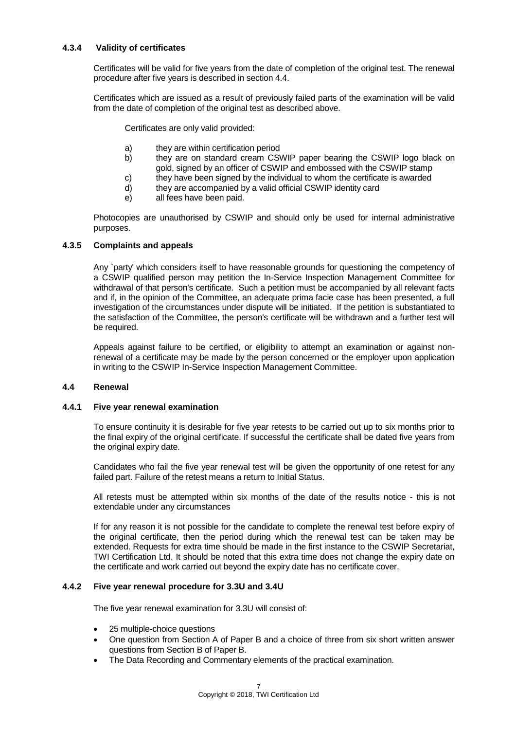### 4.3.4 Validity of certificates

Certificates will be valid for five years from the date of completion of the original test. The renewal procedure after five years is described in section 4.4.

Certificates which are issued as a result of previously failed parts of the examination will be valid from the date of completion of the original test as described above.

Certificates are only valid provided:

a) they are within certification period
b) they are on standard cream CSWIP paper bearing the CSWIP logo black on gold, signed by an officer of CSWIP and embossed with the CSWIP stamp
c) they have been signed by the individual to whom the certificate is awarded
d) they are accompanied by a valid official CSWIP identity card
e) all fees have been paid.

Photocopies are unauthorised by CSWIP and should only be used for internal administrative purposes.

### 4.3.5 Complaints and appeals

Any `party' which considers itself to have reasonable grounds for questioning the competency of a CSWIP qualified person may petition the In-Service Inspection Management Committee for withdrawal of that person's certificate. Such a petition must be accompanied by all relevant facts and if, in the opinion of the Committee, an adequate prima facie case has been presented, a full investigation of the circumstances under dispute will be initiated. If the petition is substantiated to the satisfaction of the Committee, the person's certificate will be withdrawn and a further test will be required.

Appeals against failure to be certified, or eligibility to attempt an examination or against non-renewal of a certificate may be made by the person concerned or the employer upon application in writing to the CSWIP In-Service Inspection Management Committee.

## 4.4 Renewal

### 4.4.1 Five year renewal examination

To ensure continuity it is desirable for five year retests to be carried out up to six months prior to the final expiry of the original certificate. If successful the certificate shall be dated five years from the original expiry date.

Candidates who fail the five year renewal test will be given the opportunity of one retest for any failed part. Failure of the retest means a return to Initial Status.

All retests must be attempted within six months of the date of the results notice - this is not extendable under any circumstances

If for any reason it is not possible for the candidate to complete the renewal test before expiry of the original certificate, then the period during which the renewal test can be taken may be extended. Requests for extra time should be made in the first instance to the CSWIP Secretariat, TWI Certification Ltd. It should be noted that this extra time does not change the expiry date on the certificate and work carried out beyond the expiry date has no certificate cover.

### 4.4.2 Five year renewal procedure for 3.3U and 3.4U

The five year renewal examination for 3.3U will consist of:

- 25 multiple-choice questions
- One question from Section A of Paper B and a choice of three from six short written answer questions from Section B of Paper B.
- The Data Recording and Commentary elements of the practical examination.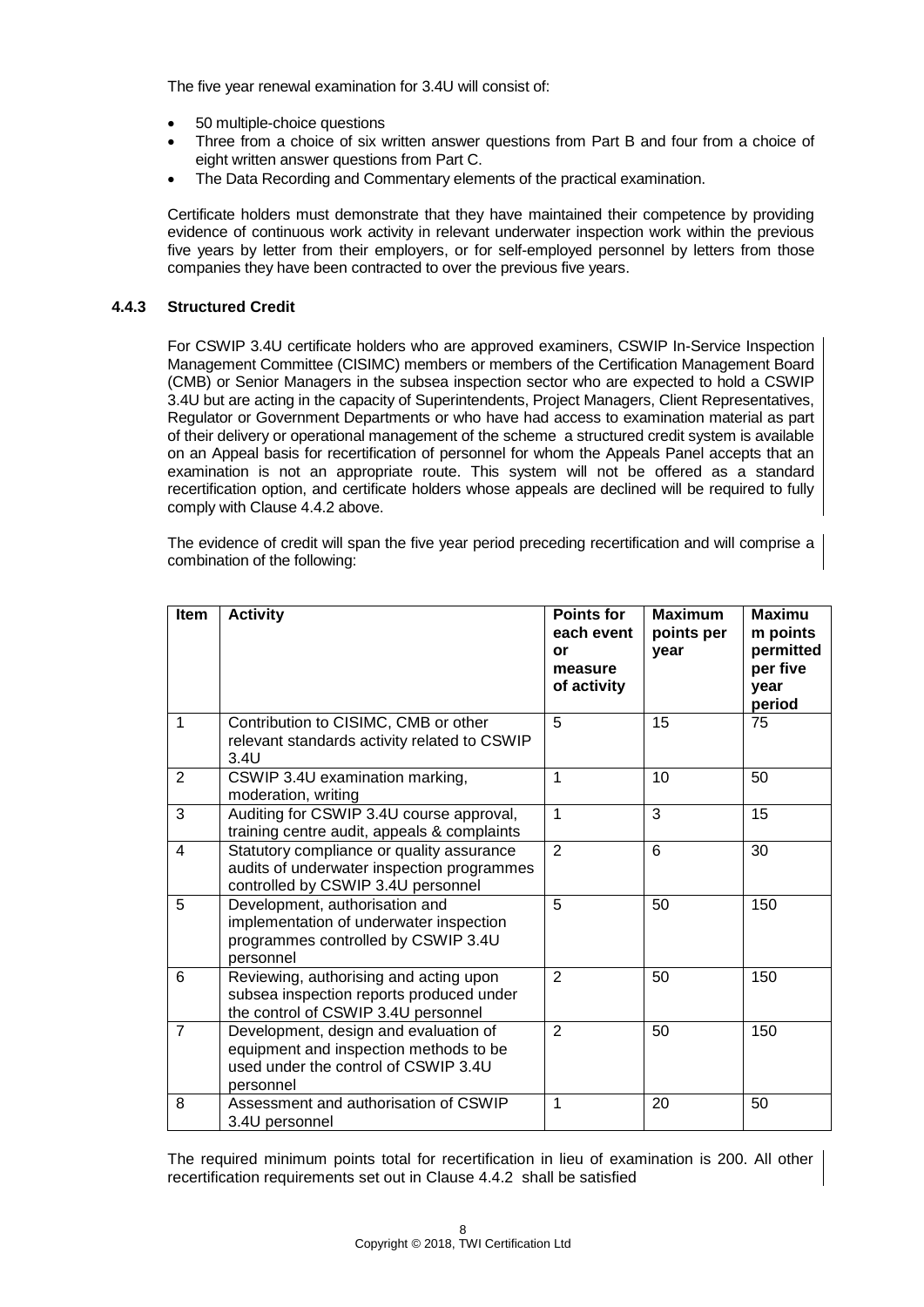The five year renewal examination for 3.4U will consist of:

- 50 multiple-choice questions
- Three from a choice of six written answer questions from Part B and four from a choice of eight written answer questions from Part C.
- The Data Recording and Commentary elements of the practical examination.

Certificate holders must demonstrate that they have maintained their competence by providing evidence of continuous work activity in relevant underwater inspection work within the previous five years by letter from their employers, or for self-employed personnel by letters from those companies they have been contracted to over the previous five years.

### 4.4.3 Structured Credit

For CSWIP 3.4U certificate holders who are approved examiners, CSWIP In-Service Inspection Management Committee (CISIMC) members or members of the Certification Management Board (CMB) or Senior Managers in the subsea inspection sector who are expected to hold a CSWIP 3.4U but are acting in the capacity of Superintendents, Project Managers, Client Representatives, Regulator or Government Departments or who have had access to examination material as part of their delivery or operational management of the scheme a structured credit system is available on an Appeal basis for recertification of personnel for whom the Appeals Panel accepts that an examination is not an appropriate route. This system will not be offered as a standard recertification option, and certificate holders whose appeals are declined will be required to fully comply with Clause 4.4.2 above.

The evidence of credit will span the five year period preceding recertification and will comprise a combination of the following:

| Item | Activity | Points for each event or measure of activity | Maximum points per year | Maximum points permitted per five year period |
|---|---|---|---|---|
| 1 | Contribution to CISIMC, CMB or other relevant standards activity related to CSWIP 3.4U | 5 | 15 | 75 |
| 2 | CSWIP 3.4U examination marking, moderation, writing | 1 | 10 | 50 |
| 3 | Auditing for CSWIP 3.4U course approval, training centre audit, appeals & complaints | 1 | 3 | 15 |
| 4 | Statutory compliance or quality assurance audits of underwater inspection programmes controlled by CSWIP 3.4U personnel | 2 | 6 | 30 |
| 5 | Development, authorisation and implementation of underwater inspection programmes controlled by CSWIP 3.4U personnel | 5 | 50 | 150 |
| 6 | Reviewing, authorising and acting upon subsea inspection reports produced under the control of CSWIP 3.4U personnel | 2 | 50 | 150 |
| 7 | Development, design and evaluation of equipment and inspection methods to be used under the control of CSWIP 3.4U personnel | 2 | 50 | 150 |
| 8 | Assessment and authorisation of CSWIP 3.4U personnel | 1 | 20 | 50 |

The required minimum points total for recertification in lieu of examination is 200. All other recertification requirements set out in Clause 4.4.2 shall be satisfied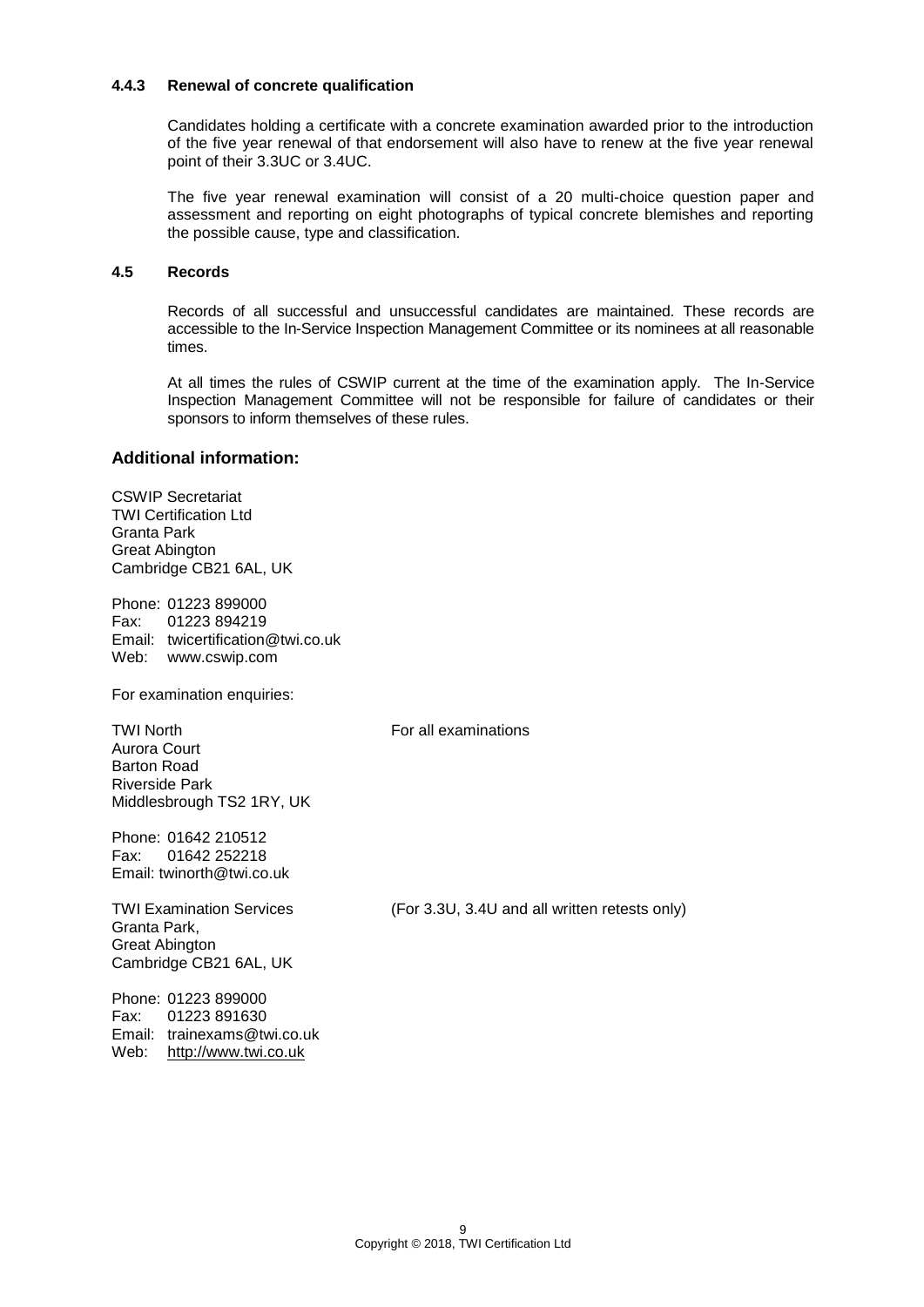#### 4.4.3 Renewal of concrete qualification

Candidates holding a certificate with a concrete examination awarded prior to the introduction of the five year renewal of that endorsement will also have to renew at the five year renewal point of their 3.3UC or 3.4UC.

The five year renewal examination will consist of a 20 multi-choice question paper and assessment and reporting on eight photographs of typical concrete blemishes and reporting the possible cause, type and classification.

### 4.5 Records

Records of all successful and unsuccessful candidates are maintained. These records are accessible to the In-Service Inspection Management Committee or its nominees at all reasonable times.

At all times the rules of CSWIP current at the time of the examination apply. The In-Service Inspection Management Committee will not be responsible for failure of candidates or their sponsors to inform themselves of these rules.

## Additional information:

CSWIP Secretariat
TWI Certification Ltd
Granta Park
Great Abington
Cambridge CB21 6AL, UK

Phone: 01223 899000
Fax: 01223 894219
Email: twicertification@twi.co.uk
Web: www.cswip.com

For examination enquiries:

TWI North — For all examinations
Aurora Court
Barton Road
Riverside Park
Middlesbrough TS2 1RY, UK

Phone: 01642 210512
Fax: 01642 252218
Email: twinorth@twi.co.uk

TWI Examination Services — (For 3.3U, 3.4U and all written retests only)
Granta Park,
Great Abington
Cambridge CB21 6AL, UK

Phone: 01223 899000
Fax: 01223 891630
Email: trainexams@twi.co.uk
Web: http://www.twi.co.uk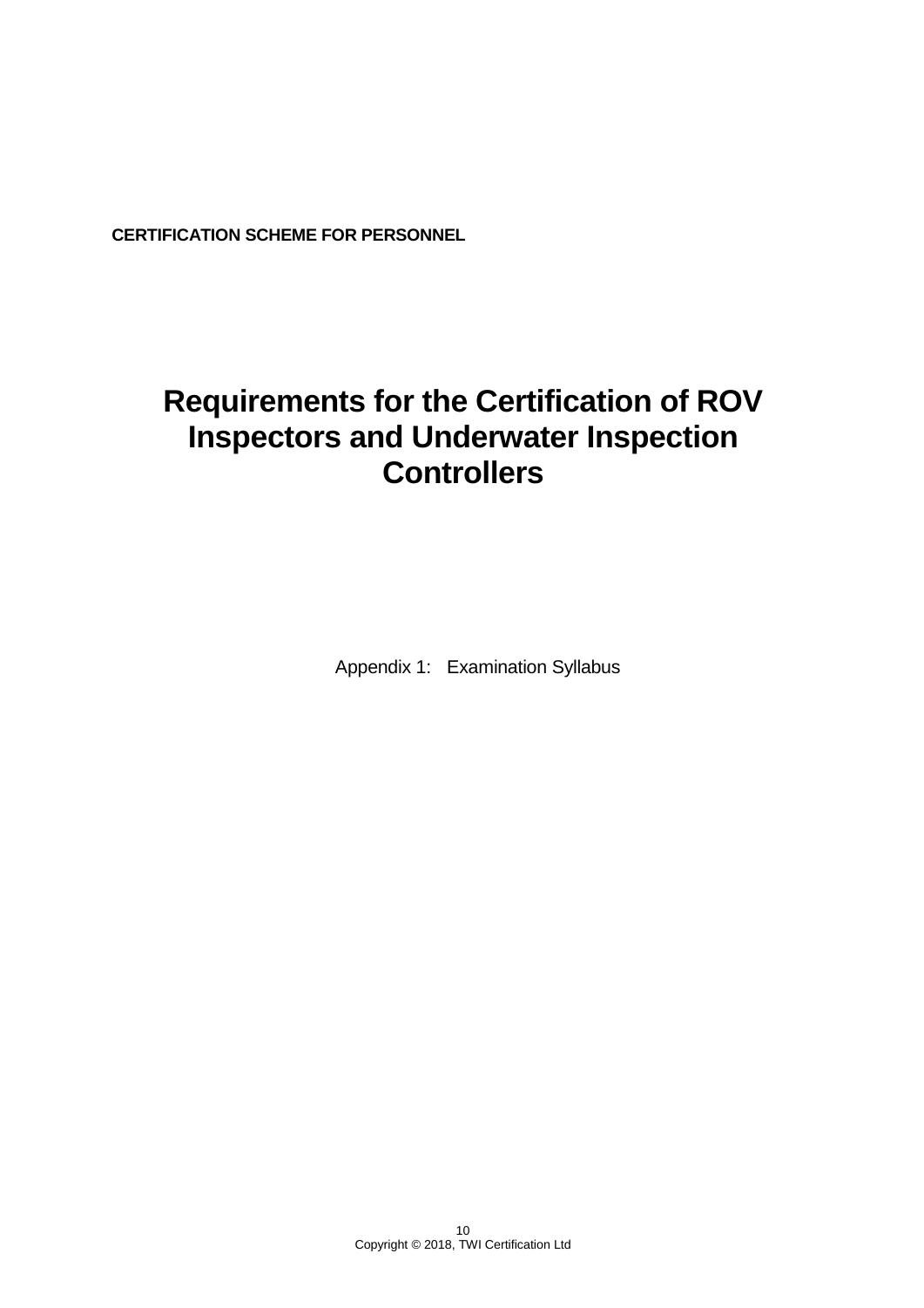**CERTIFICATION SCHEME FOR PERSONNEL**

# Requirements for the Certification of ROV Inspectors and Underwater Inspection Controllers

Appendix 1: Examination Syllabus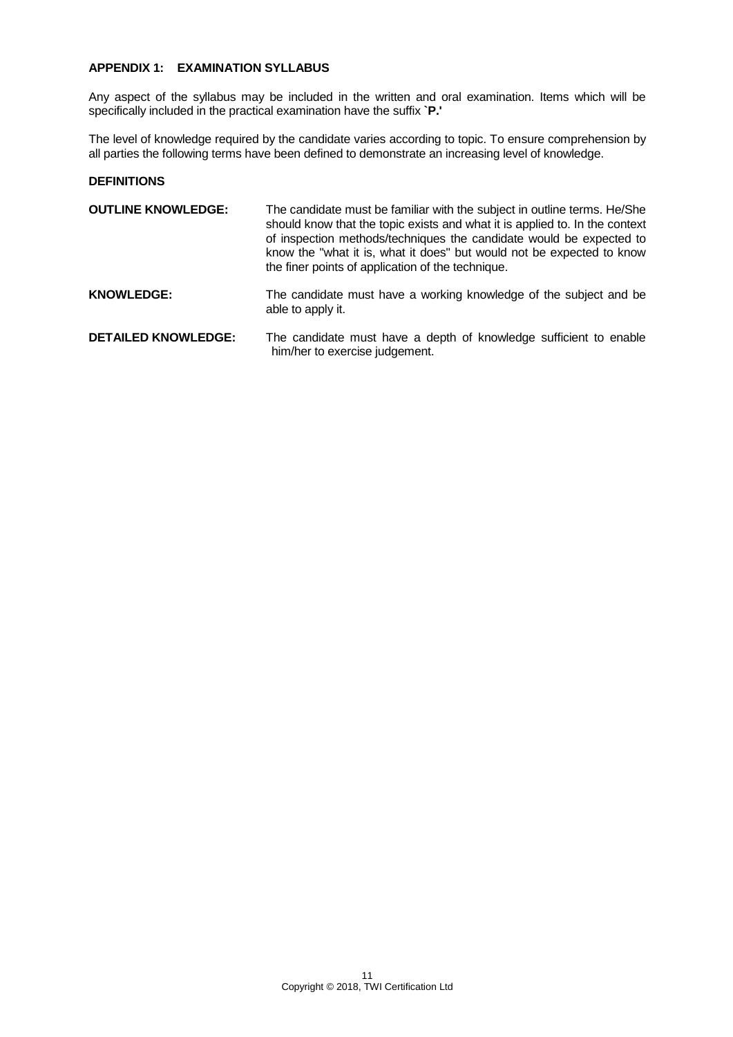## APPENDIX 1: EXAMINATION SYLLABUS

Any aspect of the syllabus may be included in the written and oral examination. Items which will be specifically included in the practical examination have the suffix **`P.'**

The level of knowledge required by the candidate varies according to topic. To ensure comprehension by all parties the following terms have been defined to demonstrate an increasing level of knowledge.

### DEFINITIONS

**OUTLINE KNOWLEDGE:** The candidate must be familiar with the subject in outline terms. He/She should know that the topic exists and what it is applied to. In the context of inspection methods/techniques the candidate would be expected to know the "what it is, what it does" but would not be expected to know the finer points of application of the technique.

**KNOWLEDGE:** The candidate must have a working knowledge of the subject and be able to apply it.

**DETAILED KNOWLEDGE:** The candidate must have a depth of knowledge sufficient to enable him/her to exercise judgement.

Copyright © 2018, TWI Certification Ltd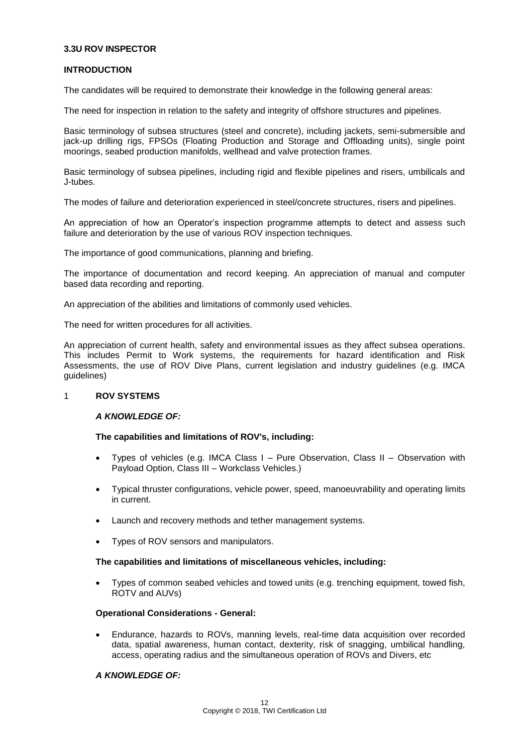## 3.3U ROV INSPECTOR

### INTRODUCTION

The candidates will be required to demonstrate their knowledge in the following general areas:

The need for inspection in relation to the safety and integrity of offshore structures and pipelines.

Basic terminology of subsea structures (steel and concrete), including jackets, semi-submersible and jack-up drilling rigs, FPSOs (Floating Production and Storage and Offloading units), single point moorings, seabed production manifolds, wellhead and valve protection frames.

Basic terminology of subsea pipelines, including rigid and flexible pipelines and risers, umbilicals and J-tubes.

The modes of failure and deterioration experienced in steel/concrete structures, risers and pipelines.

An appreciation of how an Operator's inspection programme attempts to detect and assess such failure and deterioration by the use of various ROV inspection techniques.

The importance of good communications, planning and briefing.

The importance of documentation and record keeping. An appreciation of manual and computer based data recording and reporting.

An appreciation of the abilities and limitations of commonly used vehicles.

The need for written procedures for all activities.

An appreciation of current health, safety and environmental issues as they affect subsea operations. This includes Permit to Work systems, the requirements for hazard identification and Risk Assessments, the use of ROV Dive Plans, current legislation and industry guidelines (e.g. IMCA guidelines)

### 1 ROV SYSTEMS

***A KNOWLEDGE OF:***

**The capabilities and limitations of ROV's, including:**

- Types of vehicles (e.g. IMCA Class I – Pure Observation, Class II – Observation with Payload Option, Class III – Workclass Vehicles.)
- Typical thruster configurations, vehicle power, speed, manoeuvrability and operating limits in current.
- Launch and recovery methods and tether management systems.
- Types of ROV sensors and manipulators.

**The capabilities and limitations of miscellaneous vehicles, including:**

- Types of common seabed vehicles and towed units (e.g. trenching equipment, towed fish, ROTV and AUVs)

**Operational Considerations - General:**

- Endurance, hazards to ROVs, manning levels, real-time data acquisition over recorded data, spatial awareness, human contact, dexterity, risk of snagging, umbilical handling, access, operating radius and the simultaneous operation of ROVs and Divers, etc

***A KNOWLEDGE OF:***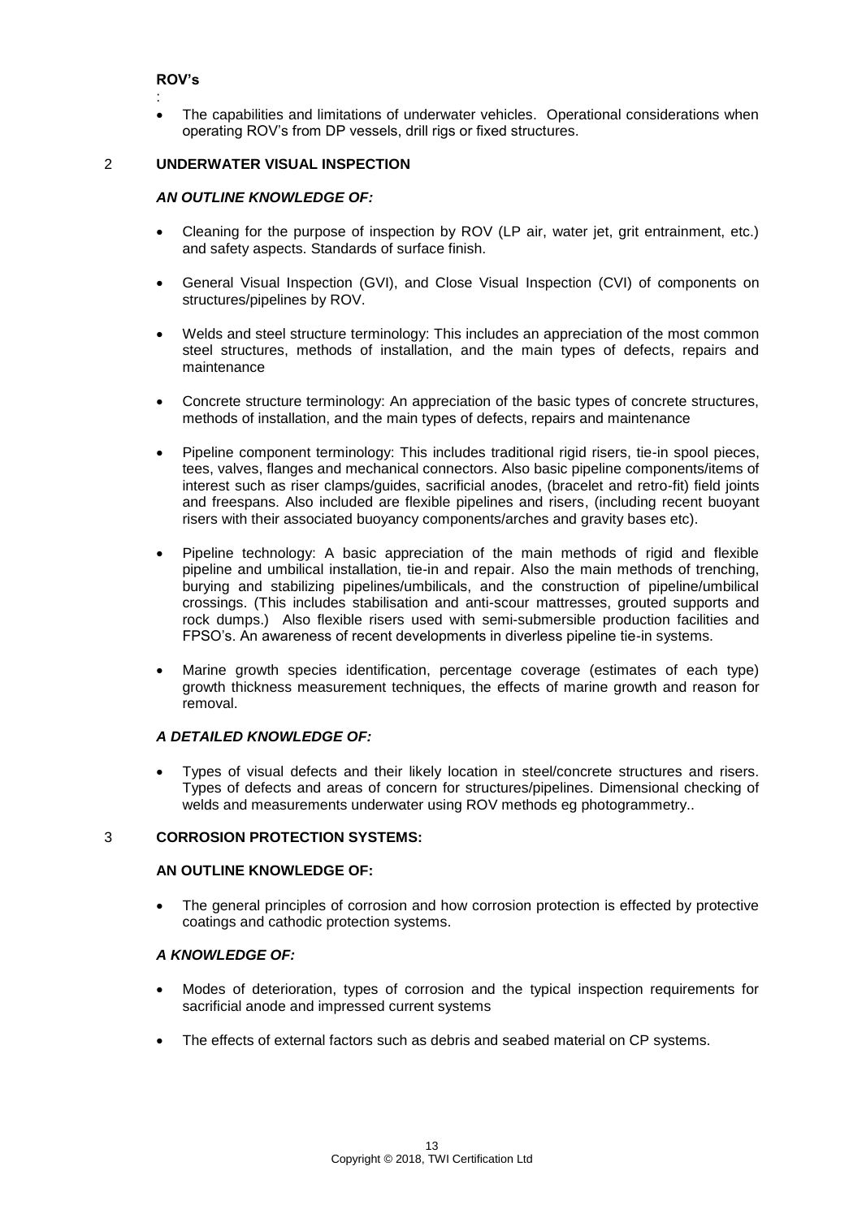**ROV's**

:

- The capabilities and limitations of underwater vehicles. Operational considerations when operating ROV's from DP vessels, drill rigs or fixed structures.

## 2 UNDERWATER VISUAL INSPECTION

### *AN OUTLINE KNOWLEDGE OF:*

- Cleaning for the purpose of inspection by ROV (LP air, water jet, grit entrainment, etc.) and safety aspects. Standards of surface finish.
- General Visual Inspection (GVI), and Close Visual Inspection (CVI) of components on structures/pipelines by ROV.
- Welds and steel structure terminology: This includes an appreciation of the most common steel structures, methods of installation, and the main types of defects, repairs and maintenance
- Concrete structure terminology: An appreciation of the basic types of concrete structures, methods of installation, and the main types of defects, repairs and maintenance
- Pipeline component terminology: This includes traditional rigid risers, tie-in spool pieces, tees, valves, flanges and mechanical connectors. Also basic pipeline components/items of interest such as riser clamps/guides, sacrificial anodes, (bracelet and retro-fit) field joints and freespans. Also included are flexible pipelines and risers, (including recent buoyant risers with their associated buoyancy components/arches and gravity bases etc).
- Pipeline technology: A basic appreciation of the main methods of rigid and flexible pipeline and umbilical installation, tie-in and repair. Also the main methods of trenching, burying and stabilizing pipelines/umbilicals, and the construction of pipeline/umbilical crossings. (This includes stabilisation and anti-scour mattresses, grouted supports and rock dumps.) Also flexible risers used with semi-submersible production facilities and FPSO's. An awareness of recent developments in diverless pipeline tie-in systems.
- Marine growth species identification, percentage coverage (estimates of each type) growth thickness measurement techniques, the effects of marine growth and reason for removal.

### *A DETAILED KNOWLEDGE OF:*

- Types of visual defects and their likely location in steel/concrete structures and risers. Types of defects and areas of concern for structures/pipelines. Dimensional checking of welds and measurements underwater using ROV methods eg photogrammetry..

## 3 CORROSION PROTECTION SYSTEMS:

### AN OUTLINE KNOWLEDGE OF:

- The general principles of corrosion and how corrosion protection is effected by protective coatings and cathodic protection systems.

### *A KNOWLEDGE OF:*

- Modes of deterioration, types of corrosion and the typical inspection requirements for sacrificial anode and impressed current systems
- The effects of external factors such as debris and seabed material on CP systems.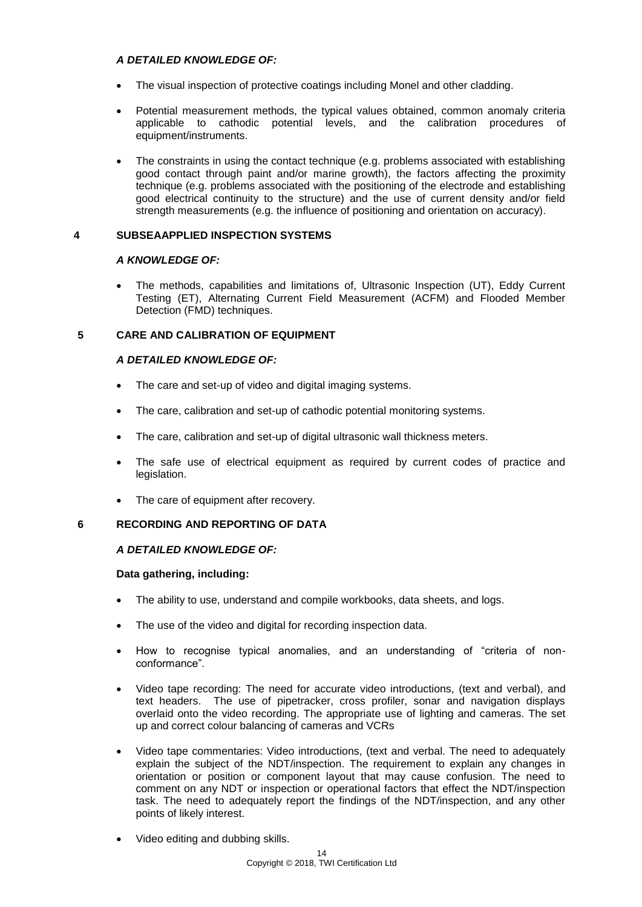***A DETAILED KNOWLEDGE OF:***

- The visual inspection of protective coatings including Monel and other cladding.
- Potential measurement methods, the typical values obtained, common anomaly criteria applicable to cathodic potential levels, and the calibration procedures of equipment/instruments.
- The constraints in using the contact technique (e.g. problems associated with establishing good contact through paint and/or marine growth), the factors affecting the proximity technique (e.g. problems associated with the positioning of the electrode and establishing good electrical continuity to the structure) and the use of current density and/or field strength measurements (e.g. the influence of positioning and orientation on accuracy).

## 4 SUBSEAAPPLIED INSPECTION SYSTEMS

***A KNOWLEDGE OF:***

- The methods, capabilities and limitations of, Ultrasonic Inspection (UT), Eddy Current Testing (ET), Alternating Current Field Measurement (ACFM) and Flooded Member Detection (FMD) techniques.

## 5 CARE AND CALIBRATION OF EQUIPMENT

***A DETAILED KNOWLEDGE OF:***

- The care and set-up of video and digital imaging systems.
- The care, calibration and set-up of cathodic potential monitoring systems.
- The care, calibration and set-up of digital ultrasonic wall thickness meters.
- The safe use of electrical equipment as required by current codes of practice and legislation.
- The care of equipment after recovery.

## 6 RECORDING AND REPORTING OF DATA

***A DETAILED KNOWLEDGE OF:***

**Data gathering, including:**

- The ability to use, understand and compile workbooks, data sheets, and logs.
- The use of the video and digital for recording inspection data.
- How to recognise typical anomalies, and an understanding of "criteria of non-conformance".
- Video tape recording: The need for accurate video introductions, (text and verbal), and text headers. The use of pipetracker, cross profiler, sonar and navigation displays overlaid onto the video recording. The appropriate use of lighting and cameras. The set up and correct colour balancing of cameras and VCRs
- Video tape commentaries: Video introductions, (text and verbal. The need to adequately explain the subject of the NDT/inspection. The requirement to explain any changes in orientation or position or component layout that may cause confusion. The need to comment on any NDT or inspection or operational factors that effect the NDT/inspection task. The need to adequately report the findings of the NDT/inspection, and any other points of likely interest.
- Video editing and dubbing skills.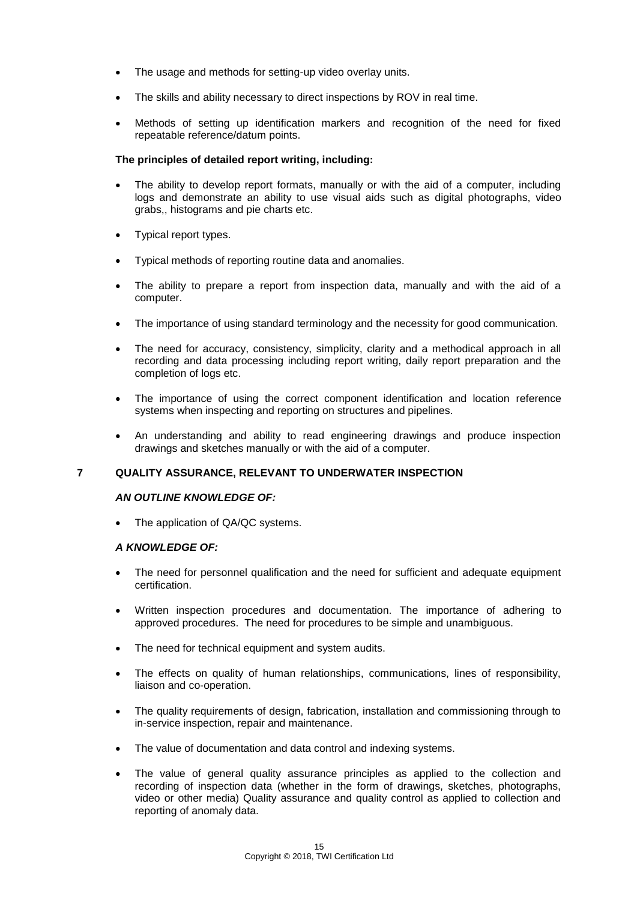- The usage and methods for setting-up video overlay units.
- The skills and ability necessary to direct inspections by ROV in real time.
- Methods of setting up identification markers and recognition of the need for fixed repeatable reference/datum points.

**The principles of detailed report writing, including:**

- The ability to develop report formats, manually or with the aid of a computer, including logs and demonstrate an ability to use visual aids such as digital photographs, video grabs,, histograms and pie charts etc.
- Typical report types.
- Typical methods of reporting routine data and anomalies.
- The ability to prepare a report from inspection data, manually and with the aid of a computer.
- The importance of using standard terminology and the necessity for good communication.
- The need for accuracy, consistency, simplicity, clarity and a methodical approach in all recording and data processing including report writing, daily report preparation and the completion of logs etc.
- The importance of using the correct component identification and location reference systems when inspecting and reporting on structures and pipelines.
- An understanding and ability to read engineering drawings and produce inspection drawings and sketches manually or with the aid of a computer.

## 7 QUALITY ASSURANCE, RELEVANT TO UNDERWATER INSPECTION

***AN OUTLINE KNOWLEDGE OF:***

- The application of QA/QC systems.

***A KNOWLEDGE OF:***

- The need for personnel qualification and the need for sufficient and adequate equipment certification.
- Written inspection procedures and documentation. The importance of adhering to approved procedures. The need for procedures to be simple and unambiguous.
- The need for technical equipment and system audits.
- The effects on quality of human relationships, communications, lines of responsibility, liaison and co-operation.
- The quality requirements of design, fabrication, installation and commissioning through to in-service inspection, repair and maintenance.
- The value of documentation and data control and indexing systems.
- The value of general quality assurance principles as applied to the collection and recording of inspection data (whether in the form of drawings, sketches, photographs, video or other media) Quality assurance and quality control as applied to collection and reporting of anomaly data.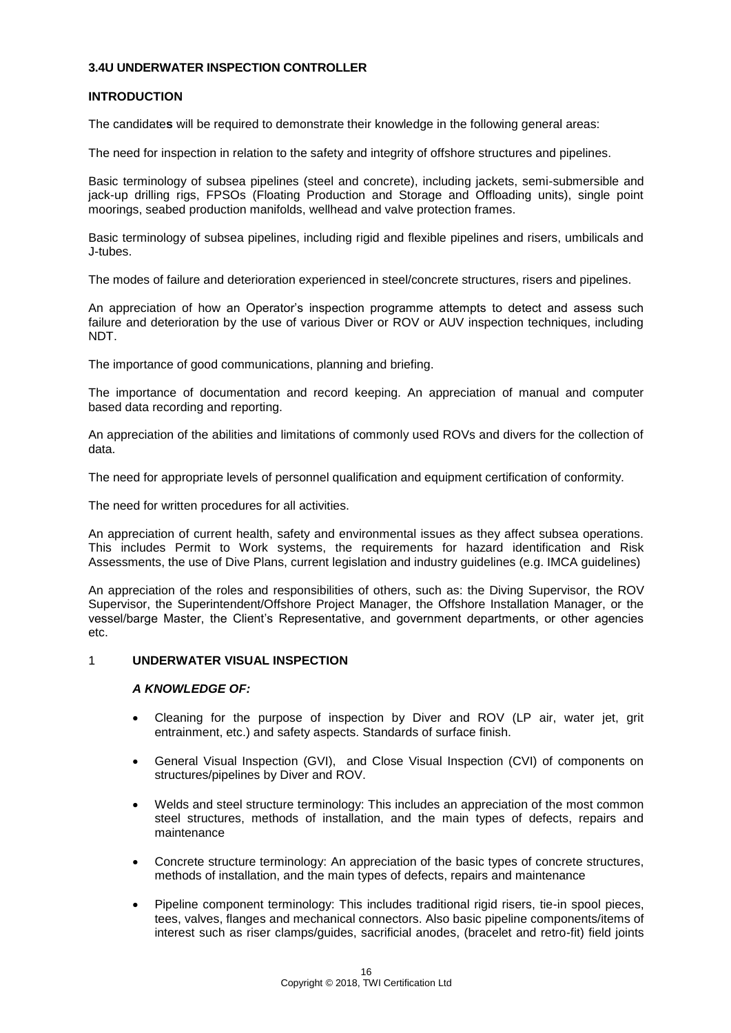**3.4U UNDERWATER INSPECTION CONTROLLER**

**INTRODUCTION**

The candidate**s** will be required to demonstrate their knowledge in the following general areas:

The need for inspection in relation to the safety and integrity of offshore structures and pipelines.

Basic terminology of subsea pipelines (steel and concrete), including jackets, semi-submersible and jack-up drilling rigs, FPSOs (Floating Production and Storage and Offloading units), single point moorings, seabed production manifolds, wellhead and valve protection frames.

Basic terminology of subsea pipelines, including rigid and flexible pipelines and risers, umbilicals and J-tubes.

The modes of failure and deterioration experienced in steel/concrete structures, risers and pipelines.

An appreciation of how an Operator's inspection programme attempts to detect and assess such failure and deterioration by the use of various Diver or ROV or AUV inspection techniques, including NDT.

The importance of good communications, planning and briefing.

The importance of documentation and record keeping. An appreciation of manual and computer based data recording and reporting.

An appreciation of the abilities and limitations of commonly used ROVs and divers for the collection of data.

The need for appropriate levels of personnel qualification and equipment certification of conformity.

The need for written procedures for all activities.

An appreciation of current health, safety and environmental issues as they affect subsea operations. This includes Permit to Work systems, the requirements for hazard identification and Risk Assessments, the use of Dive Plans, current legislation and industry guidelines (e.g. IMCA guidelines)

An appreciation of the roles and responsibilities of others, such as: the Diving Supervisor, the ROV Supervisor, the Superintendent/Offshore Project Manager, the Offshore Installation Manager, or the vessel/barge Master, the Client's Representative, and government departments, or other agencies etc.

1 **UNDERWATER VISUAL INSPECTION**

***A KNOWLEDGE OF:***

- Cleaning for the purpose of inspection by Diver and ROV (LP air, water jet, grit entrainment, etc.) and safety aspects. Standards of surface finish.
- General Visual Inspection (GVI), and Close Visual Inspection (CVI) of components on structures/pipelines by Diver and ROV.
- Welds and steel structure terminology: This includes an appreciation of the most common steel structures, methods of installation, and the main types of defects, repairs and maintenance
- Concrete structure terminology: An appreciation of the basic types of concrete structures, methods of installation, and the main types of defects, repairs and maintenance
- Pipeline component terminology: This includes traditional rigid risers, tie-in spool pieces, tees, valves, flanges and mechanical connectors. Also basic pipeline components/items of interest such as riser clamps/guides, sacrificial anodes, (bracelet and retro-fit) field joints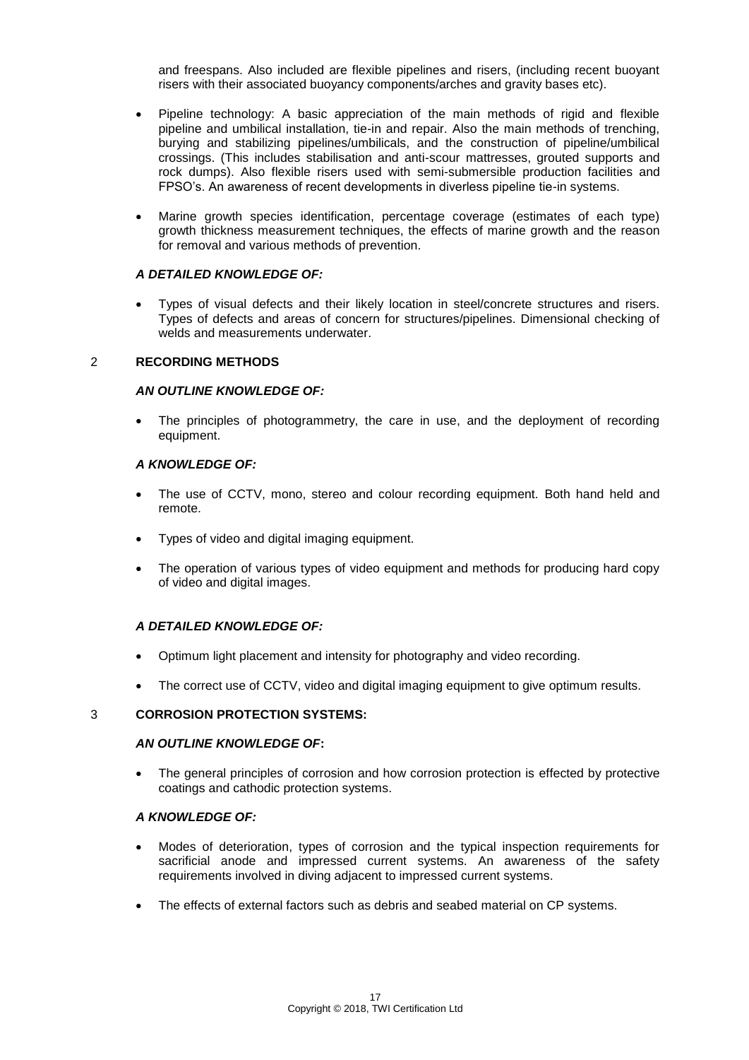and freespans. Also included are flexible pipelines and risers, (including recent buoyant risers with their associated buoyancy components/arches and gravity bases etc).

- Pipeline technology: A basic appreciation of the main methods of rigid and flexible pipeline and umbilical installation, tie-in and repair. Also the main methods of trenching, burying and stabilizing pipelines/umbilicals, and the construction of pipeline/umbilical crossings. (This includes stabilisation and anti-scour mattresses, grouted supports and rock dumps). Also flexible risers used with semi-submersible production facilities and FPSO's. An awareness of recent developments in diverless pipeline tie-in systems.

- Marine growth species identification, percentage coverage (estimates of each type) growth thickness measurement techniques, the effects of marine growth and the reason for removal and various methods of prevention.

***A DETAILED KNOWLEDGE OF:***

- Types of visual defects and their likely location in steel/concrete structures and risers. Types of defects and areas of concern for structures/pipelines. Dimensional checking of welds and measurements underwater.

## 2 RECORDING METHODS

***AN OUTLINE KNOWLEDGE OF:***

- The principles of photogrammetry, the care in use, and the deployment of recording equipment.

***A KNOWLEDGE OF:***

- The use of CCTV, mono, stereo and colour recording equipment. Both hand held and remote.

- Types of video and digital imaging equipment.

- The operation of various types of video equipment and methods for producing hard copy of video and digital images.

***A DETAILED KNOWLEDGE OF:***

- Optimum light placement and intensity for photography and video recording.

- The correct use of CCTV, video and digital imaging equipment to give optimum results.

## 3 CORROSION PROTECTION SYSTEMS:

***AN OUTLINE KNOWLEDGE OF*:**

- The general principles of corrosion and how corrosion protection is effected by protective coatings and cathodic protection systems.

***A KNOWLEDGE OF:***

- Modes of deterioration, types of corrosion and the typical inspection requirements for sacrificial anode and impressed current systems. An awareness of the safety requirements involved in diving adjacent to impressed current systems.

- The effects of external factors such as debris and seabed material on CP systems.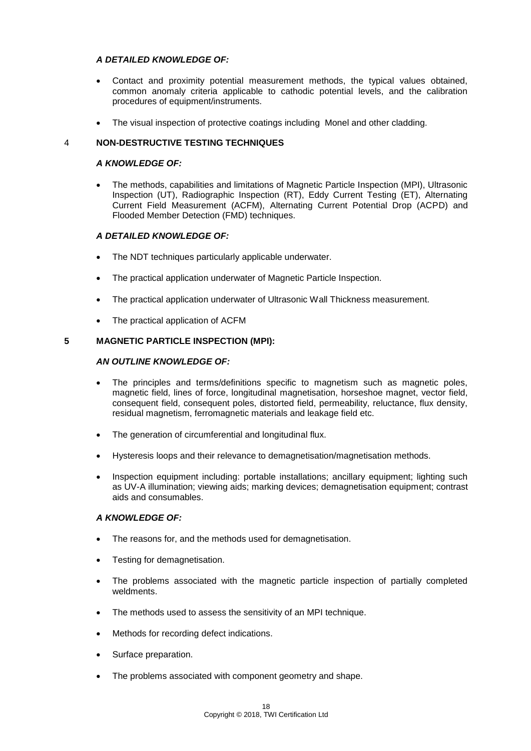***A DETAILED KNOWLEDGE OF:***

- Contact and proximity potential measurement methods, the typical values obtained, common anomaly criteria applicable to cathodic potential levels, and the calibration procedures of equipment/instruments.
- The visual inspection of protective coatings including Monel and other cladding.

## 4 NON-DESTRUCTIVE TESTING TECHNIQUES

***A KNOWLEDGE OF:***

- The methods, capabilities and limitations of Magnetic Particle Inspection (MPI), Ultrasonic Inspection (UT), Radiographic Inspection (RT), Eddy Current Testing (ET), Alternating Current Field Measurement (ACFM), Alternating Current Potential Drop (ACPD) and Flooded Member Detection (FMD) techniques.

***A DETAILED KNOWLEDGE OF:***

- The NDT techniques particularly applicable underwater.
- The practical application underwater of Magnetic Particle Inspection.
- The practical application underwater of Ultrasonic Wall Thickness measurement.
- The practical application of ACFM

## 5 MAGNETIC PARTICLE INSPECTION (MPI):

***AN OUTLINE KNOWLEDGE OF:***

- The principles and terms/definitions specific to magnetism such as magnetic poles, magnetic field, lines of force, longitudinal magnetisation, horseshoe magnet, vector field, consequent field, consequent poles, distorted field, permeability, reluctance, flux density, residual magnetism, ferromagnetic materials and leakage field etc.
- The generation of circumferential and longitudinal flux.
- Hysteresis loops and their relevance to demagnetisation/magnetisation methods.
- Inspection equipment including: portable installations; ancillary equipment; lighting such as UV-A illumination; viewing aids; marking devices; demagnetisation equipment; contrast aids and consumables.

***A KNOWLEDGE OF:***

- The reasons for, and the methods used for demagnetisation.
- Testing for demagnetisation.
- The problems associated with the magnetic particle inspection of partially completed weldments.
- The methods used to assess the sensitivity of an MPI technique.
- Methods for recording defect indications.
- Surface preparation.
- The problems associated with component geometry and shape.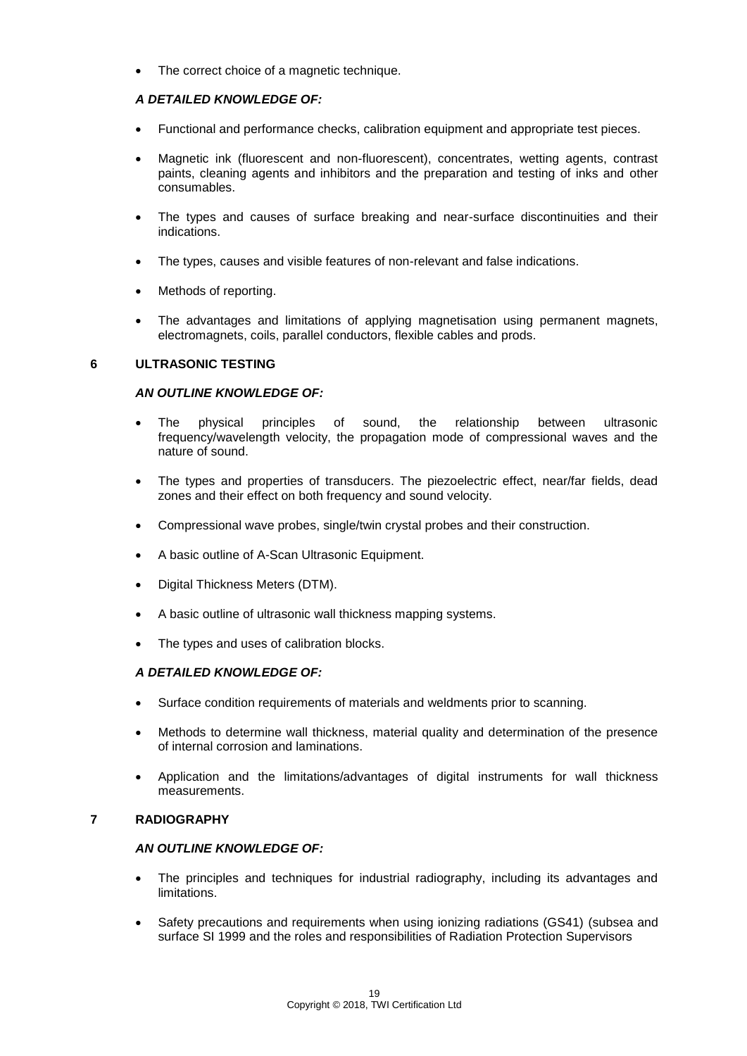- The correct choice of a magnetic technique.

***A DETAILED KNOWLEDGE OF:***

- Functional and performance checks, calibration equipment and appropriate test pieces.
- Magnetic ink (fluorescent and non-fluorescent), concentrates, wetting agents, contrast paints, cleaning agents and inhibitors and the preparation and testing of inks and other consumables.
- The types and causes of surface breaking and near-surface discontinuities and their indications.
- The types, causes and visible features of non-relevant and false indications.
- Methods of reporting.
- The advantages and limitations of applying magnetisation using permanent magnets, electromagnets, coils, parallel conductors, flexible cables and prods.

## 6 ULTRASONIC TESTING

***AN OUTLINE KNOWLEDGE OF:***

- The physical principles of sound, the relationship between ultrasonic frequency/wavelength velocity, the propagation mode of compressional waves and the nature of sound.
- The types and properties of transducers. The piezoelectric effect, near/far fields, dead zones and their effect on both frequency and sound velocity.
- Compressional wave probes, single/twin crystal probes and their construction.
- A basic outline of A-Scan Ultrasonic Equipment.
- Digital Thickness Meters (DTM).
- A basic outline of ultrasonic wall thickness mapping systems.
- The types and uses of calibration blocks.

***A DETAILED KNOWLEDGE OF:***

- Surface condition requirements of materials and weldments prior to scanning.
- Methods to determine wall thickness, material quality and determination of the presence of internal corrosion and laminations.
- Application and the limitations/advantages of digital instruments for wall thickness measurements.

## 7 RADIOGRAPHY

***AN OUTLINE KNOWLEDGE OF:***

- The principles and techniques for industrial radiography, including its advantages and limitations.
- Safety precautions and requirements when using ionizing radiations (GS41) (subsea and surface SI 1999 and the roles and responsibilities of Radiation Protection Supervisors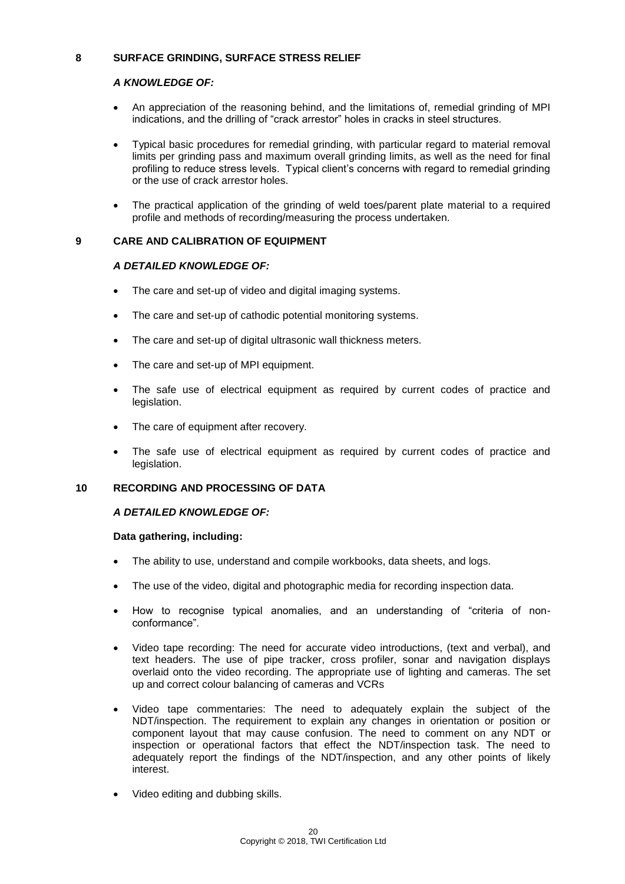## 8 SURFACE GRINDING, SURFACE STRESS RELIEF

***A KNOWLEDGE OF:***

- An appreciation of the reasoning behind, and the limitations of, remedial grinding of MPI indications, and the drilling of "crack arrestor" holes in cracks in steel structures.
- Typical basic procedures for remedial grinding, with particular regard to material removal limits per grinding pass and maximum overall grinding limits, as well as the need for final profiling to reduce stress levels. Typical client's concerns with regard to remedial grinding or the use of crack arrestor holes.
- The practical application of the grinding of weld toes/parent plate material to a required profile and methods of recording/measuring the process undertaken.

## 9 CARE AND CALIBRATION OF EQUIPMENT

***A DETAILED KNOWLEDGE OF:***

- The care and set-up of video and digital imaging systems.
- The care and set-up of cathodic potential monitoring systems.
- The care and set-up of digital ultrasonic wall thickness meters.
- The care and set-up of MPI equipment.
- The safe use of electrical equipment as required by current codes of practice and legislation.
- The care of equipment after recovery.
- The safe use of electrical equipment as required by current codes of practice and legislation.

## 10 RECORDING AND PROCESSING OF DATA

***A DETAILED KNOWLEDGE OF:***

**Data gathering, including:**

- The ability to use, understand and compile workbooks, data sheets, and logs.
- The use of the video, digital and photographic media for recording inspection data.
- How to recognise typical anomalies, and an understanding of "criteria of non-conformance".
- Video tape recording: The need for accurate video introductions, (text and verbal), and text headers. The use of pipe tracker, cross profiler, sonar and navigation displays overlaid onto the video recording. The appropriate use of lighting and cameras. The set up and correct colour balancing of cameras and VCRs
- Video tape commentaries: The need to adequately explain the subject of the NDT/inspection. The requirement to explain any changes in orientation or position or component layout that may cause confusion. The need to comment on any NDT or inspection or operational factors that effect the NDT/inspection task. The need to adequately report the findings of the NDT/inspection, and any other points of likely interest.
- Video editing and dubbing skills.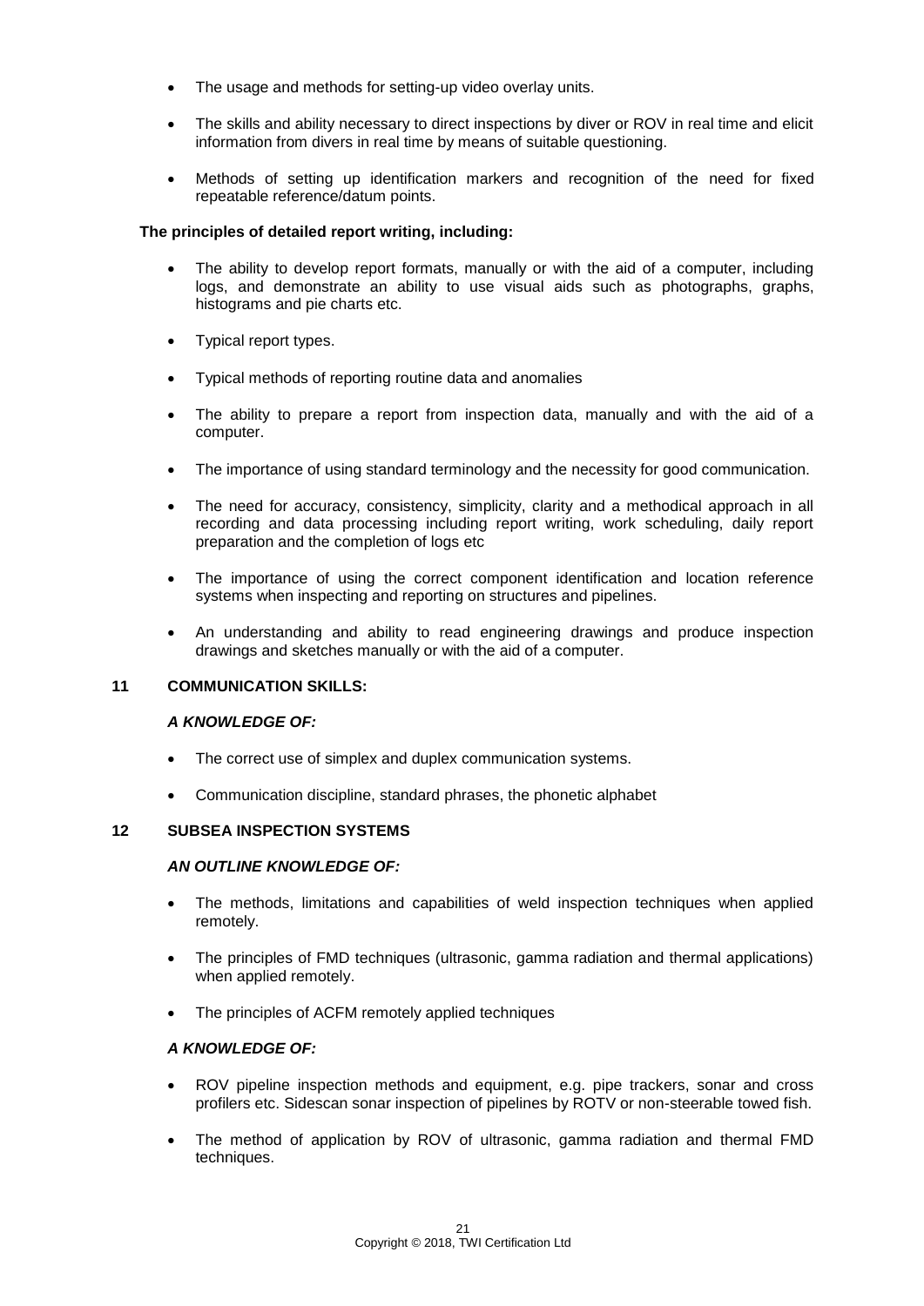- The usage and methods for setting-up video overlay units.
- The skills and ability necessary to direct inspections by diver or ROV in real time and elicit information from divers in real time by means of suitable questioning.
- Methods of setting up identification markers and recognition of the need for fixed repeatable reference/datum points.

**The principles of detailed report writing, including:**

- The ability to develop report formats, manually or with the aid of a computer, including logs, and demonstrate an ability to use visual aids such as photographs, graphs, histograms and pie charts etc.
- Typical report types.
- Typical methods of reporting routine data and anomalies
- The ability to prepare a report from inspection data, manually and with the aid of a computer.
- The importance of using standard terminology and the necessity for good communication.
- The need for accuracy, consistency, simplicity, clarity and a methodical approach in all recording and data processing including report writing, work scheduling, daily report preparation and the completion of logs etc
- The importance of using the correct component identification and location reference systems when inspecting and reporting on structures and pipelines.
- An understanding and ability to read engineering drawings and produce inspection drawings and sketches manually or with the aid of a computer.

## 11 COMMUNICATION SKILLS:

***A KNOWLEDGE OF:***

- The correct use of simplex and duplex communication systems.
- Communication discipline, standard phrases, the phonetic alphabet

## 12 SUBSEA INSPECTION SYSTEMS

***AN OUTLINE KNOWLEDGE OF:***

- The methods, limitations and capabilities of weld inspection techniques when applied remotely.
- The principles of FMD techniques (ultrasonic, gamma radiation and thermal applications) when applied remotely.
- The principles of ACFM remotely applied techniques

***A KNOWLEDGE OF:***

- ROV pipeline inspection methods and equipment, e.g. pipe trackers, sonar and cross profilers etc. Sidescan sonar inspection of pipelines by ROTV or non-steerable towed fish.
- The method of application by ROV of ultrasonic, gamma radiation and thermal FMD techniques.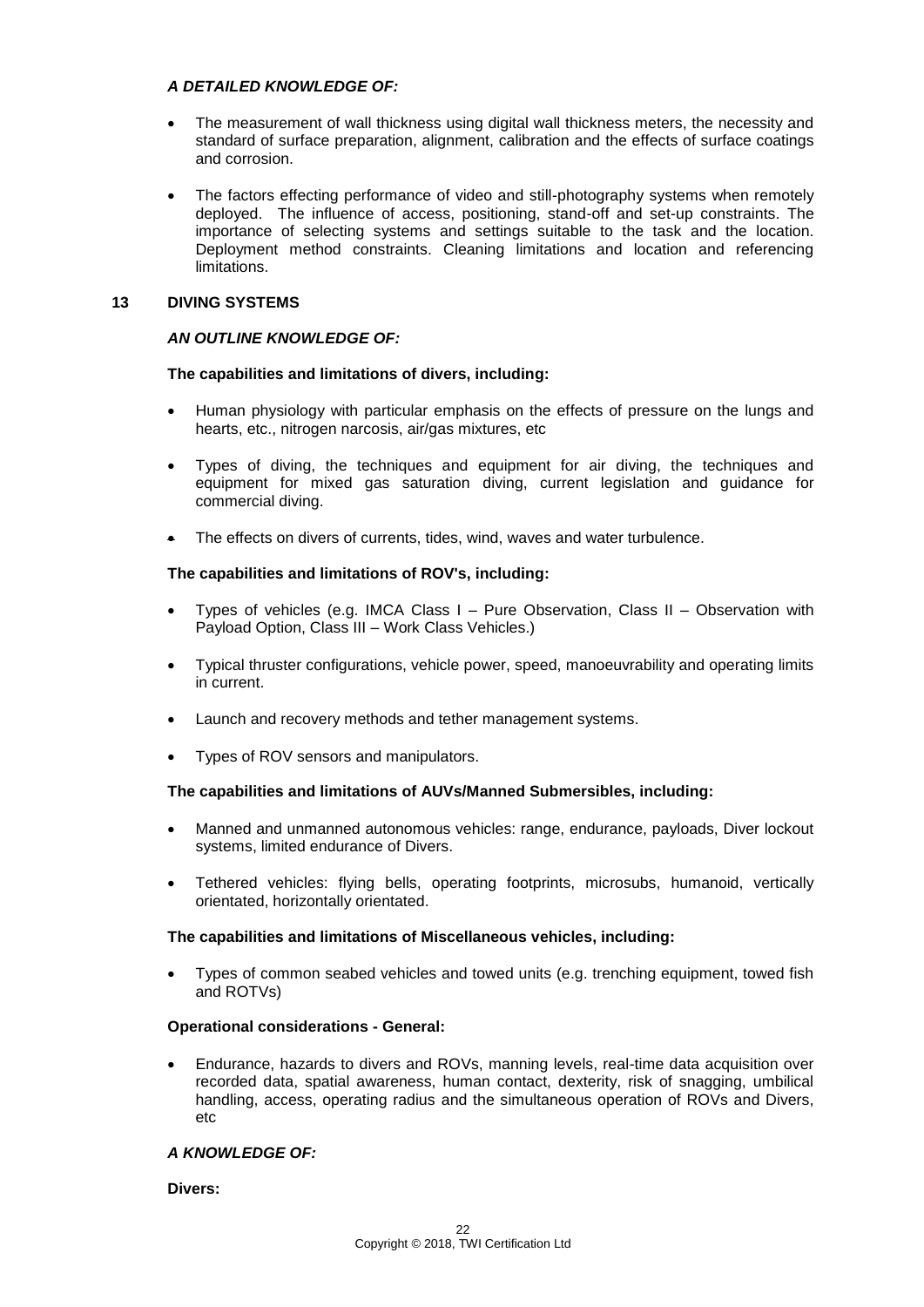***A DETAILED KNOWLEDGE OF:***

- The measurement of wall thickness using digital wall thickness meters, the necessity and standard of surface preparation, alignment, calibration and the effects of surface coatings and corrosion.

- The factors effecting performance of video and still-photography systems when remotely deployed. The influence of access, positioning, stand-off and set-up constraints. The importance of selecting systems and settings suitable to the task and the location. Deployment method constraints. Cleaning limitations and location and referencing limitations.

## 13 DIVING SYSTEMS

***AN OUTLINE KNOWLEDGE OF:***

**The capabilities and limitations of divers, including:**

- Human physiology with particular emphasis on the effects of pressure on the lungs and hearts, etc., nitrogen narcosis, air/gas mixtures, etc

- Types of diving, the techniques and equipment for air diving, the techniques and equipment for mixed gas saturation diving, current legislation and guidance for commercial diving.

- The effects on divers of currents, tides, wind, waves and water turbulence.

**The capabilities and limitations of ROV's, including:**

- Types of vehicles (e.g. IMCA Class I – Pure Observation, Class II – Observation with Payload Option, Class III – Work Class Vehicles.)

- Typical thruster configurations, vehicle power, speed, manoeuvrability and operating limits in current.

- Launch and recovery methods and tether management systems.

- Types of ROV sensors and manipulators.

**The capabilities and limitations of AUVs/Manned Submersibles, including:**

- Manned and unmanned autonomous vehicles: range, endurance, payloads, Diver lockout systems, limited endurance of Divers.

- Tethered vehicles: flying bells, operating footprints, microsubs, humanoid, vertically orientated, horizontally orientated.

**The capabilities and limitations of Miscellaneous vehicles, including:**

- Types of common seabed vehicles and towed units (e.g. trenching equipment, towed fish and ROTVs)

**Operational considerations - General:**

- Endurance, hazards to divers and ROVs, manning levels, real-time data acquisition over recorded data, spatial awareness, human contact, dexterity, risk of snagging, umbilical handling, access, operating radius and the simultaneous operation of ROVs and Divers, etc

***A KNOWLEDGE OF:***

**Divers:**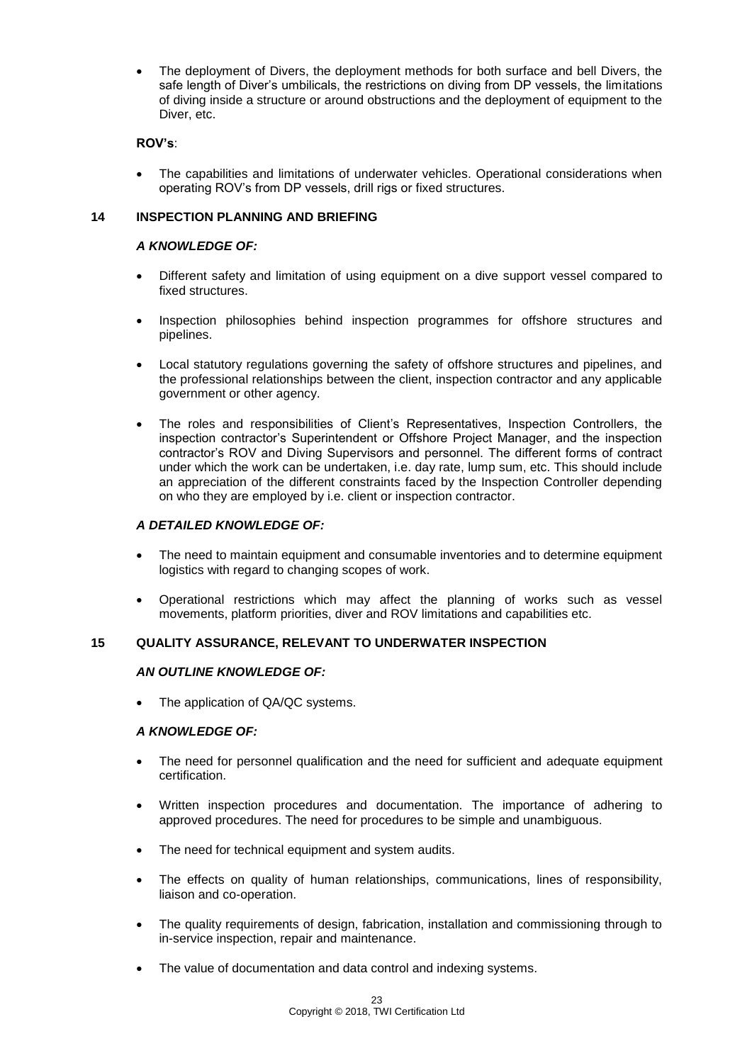- The deployment of Divers, the deployment methods for both surface and bell Divers, the safe length of Diver's umbilicals, the restrictions on diving from DP vessels, the limitations of diving inside a structure or around obstructions and the deployment of equipment to the Diver, etc.

**ROV's**:

- The capabilities and limitations of underwater vehicles. Operational considerations when operating ROV's from DP vessels, drill rigs or fixed structures.

## 14 INSPECTION PLANNING AND BRIEFING

***A KNOWLEDGE OF:***

- Different safety and limitation of using equipment on a dive support vessel compared to fixed structures.
- Inspection philosophies behind inspection programmes for offshore structures and pipelines.
- Local statutory regulations governing the safety of offshore structures and pipelines, and the professional relationships between the client, inspection contractor and any applicable government or other agency.
- The roles and responsibilities of Client's Representatives, Inspection Controllers, the inspection contractor's Superintendent or Offshore Project Manager, and the inspection contractor's ROV and Diving Supervisors and personnel. The different forms of contract under which the work can be undertaken, i.e. day rate, lump sum, etc. This should include an appreciation of the different constraints faced by the Inspection Controller depending on who they are employed by i.e. client or inspection contractor.

***A DETAILED KNOWLEDGE OF:***

- The need to maintain equipment and consumable inventories and to determine equipment logistics with regard to changing scopes of work.
- Operational restrictions which may affect the planning of works such as vessel movements, platform priorities, diver and ROV limitations and capabilities etc.

## 15 QUALITY ASSURANCE, RELEVANT TO UNDERWATER INSPECTION

***AN OUTLINE KNOWLEDGE OF:***

- The application of QA/QC systems.

***A KNOWLEDGE OF:***

- The need for personnel qualification and the need for sufficient and adequate equipment certification.
- Written inspection procedures and documentation. The importance of adhering to approved procedures. The need for procedures to be simple and unambiguous.
- The need for technical equipment and system audits.
- The effects on quality of human relationships, communications, lines of responsibility, liaison and co-operation.
- The quality requirements of design, fabrication, installation and commissioning through to in-service inspection, repair and maintenance.
- The value of documentation and data control and indexing systems.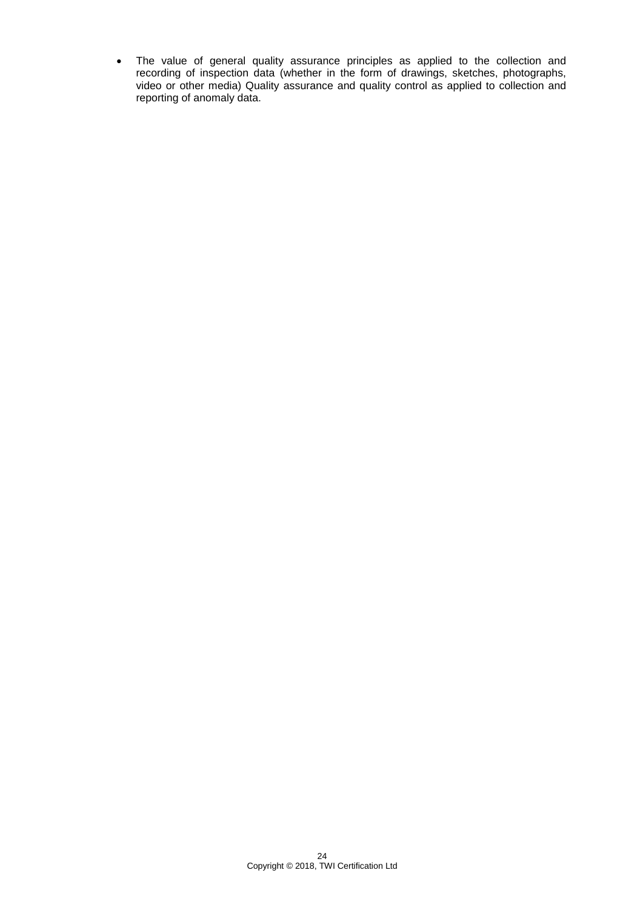- The value of general quality assurance principles as applied to the collection and recording of inspection data (whether in the form of drawings, sketches, photographs, video or other media) Quality assurance and quality control as applied to collection and reporting of anomaly data.